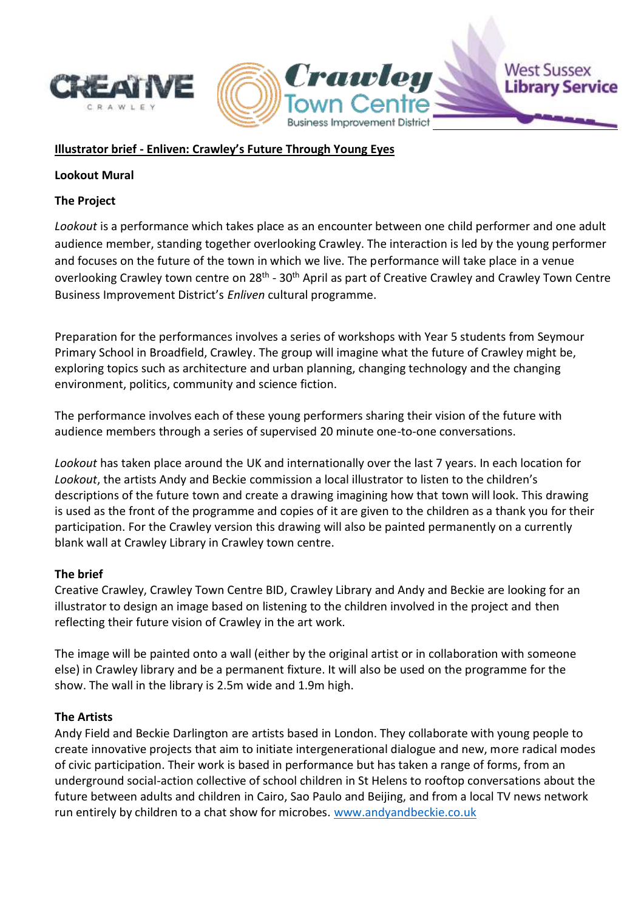**Illustrator brief - Enliven: Crawley's Future Through Young Eyes**

**Lookout Mural**

**The Project**

*Lookout* is a performance which takes place as an encounter between one child performer and one adult audience member, standing together overlooking Crawley. The interaction is led by the young performer and focuses on the future of the town in which we live. The performance will take place in a venue overlooking Crawley town centre on 28th - 30th April as part of Creative Crawley and Crawley Town Centre Business Improvement District's *Enliven* cultural programme.

Preparation for the performances involves a series of workshops with Year 5 students from Seymour Primary School in Broadfield, Crawley. The group will imagine what the future of Crawley might be, exploring topics such as architecture and urban planning, changing technology and the changing environment, politics, community and science fiction.

The performance involves each of these young performers sharing their vision of the future with audience members through a series of supervised 20 minute one-to-one conversations.

*Lookout* has taken place around the UK and internationally over the last 7 years. In each location for *Lookout*, the artists Andy and Beckie commission a local illustrator to listen to the children's descriptions of the future town and create a drawing imagining how that town will look. This drawing is used as the front of the programme and copies of it are given to the children as a thank you for their participation. For the Crawley version this drawing will also be painted permanently on a currently blank wall at Crawley Library in Crawley town centre.

**The brief**

Creative Crawley, Crawley Town Centre BID, Crawley Library and Andy and Beckie are looking for an illustrator to design an image based on listening to the children involved in the project and then reflecting their future vision of Crawley in the art work.

The image will be painted onto a wall (either by the original artist or in collaboration with someone else) in Crawley library and be a permanent fixture. It will also be used on the programme for the show. The wall in the library is 2.5m wide and 1.9m high.

**The Artists**

Andy Field and Beckie Darlington are artists based in London. They collaborate with young people to create innovative projects that aim to initiate intergenerational dialogue and new, more radical modes of civic participation. Their work is based in performance but has taken a range of forms, from an underground social-action collective of school children in St Helens to rooftop conversations about the future between adults and children in Cairo, Sao Paulo and Beijing, and from a local TV news network run entirely by children to a chat show for microbes. www.andyandbeckie.co.uk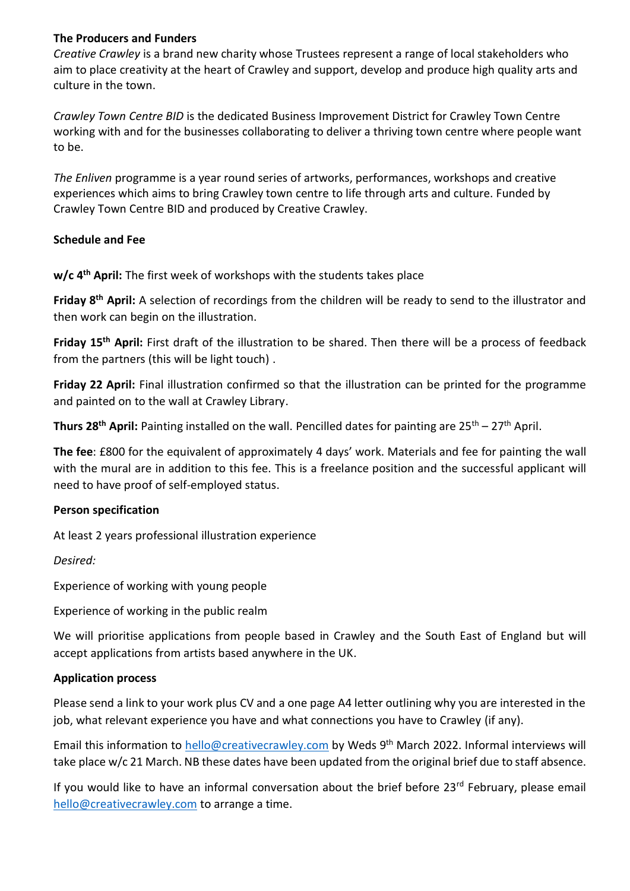**The Producers and Funders**

*Creative Crawley* is a brand new charity whose Trustees represent a range of local stakeholders who aim to place creativity at the heart of Crawley and support, develop and produce high quality arts and culture in the town.

*Crawley Town Centre BID* is the dedicated Business Improvement District for Crawley Town Centre working with and for the businesses collaborating to deliver a thriving town centre where people want to be.

*The Enliven* programme is a year round series of artworks, performances, workshops and creative experiences which aims to bring Crawley town centre to life through arts and culture. Funded by Crawley Town Centre BID and produced by Creative Crawley.

**Schedule and Fee**

**w/c 4th April:** The first week of workshops with the students takes place

**Friday 8th April:** A selection of recordings from the children will be ready to send to the illustrator and then work can begin on the illustration.

**Friday 15th April:** First draft of the illustration to be shared. Then there will be a process of feedback from the partners (this will be light touch) .

**Friday 22 April:** Final illustration confirmed so that the illustration can be printed for the programme and painted on to the wall at Crawley Library.

**Thurs 28th April:** Painting installed on the wall. Pencilled dates for painting are 25th – 27th April.

**The fee**: £800 for the equivalent of approximately 4 days' work. Materials and fee for painting the wall with the mural are in addition to this fee. This is a freelance position and the successful applicant will need to have proof of self-employed status.

**Person specification**

At least 2 years professional illustration experience

*Desired:*

Experience of working with young people

Experience of working in the public realm

We will prioritise applications from people based in Crawley and the South East of England but will accept applications from artists based anywhere in the UK.

**Application process**

Please send a link to your work plus CV and a one page A4 letter outlining why you are interested in the job, what relevant experience you have and what connections you have to Crawley (if any).

Email this information to hello@creativecrawley.com by Weds 9th March 2022. Informal interviews will take place w/c 21 March. NB these dates have been updated from the original brief due to staff absence.

If you would like to have an informal conversation about the brief before 23rd February, please email hello@creativecrawley.com to arrange a time.